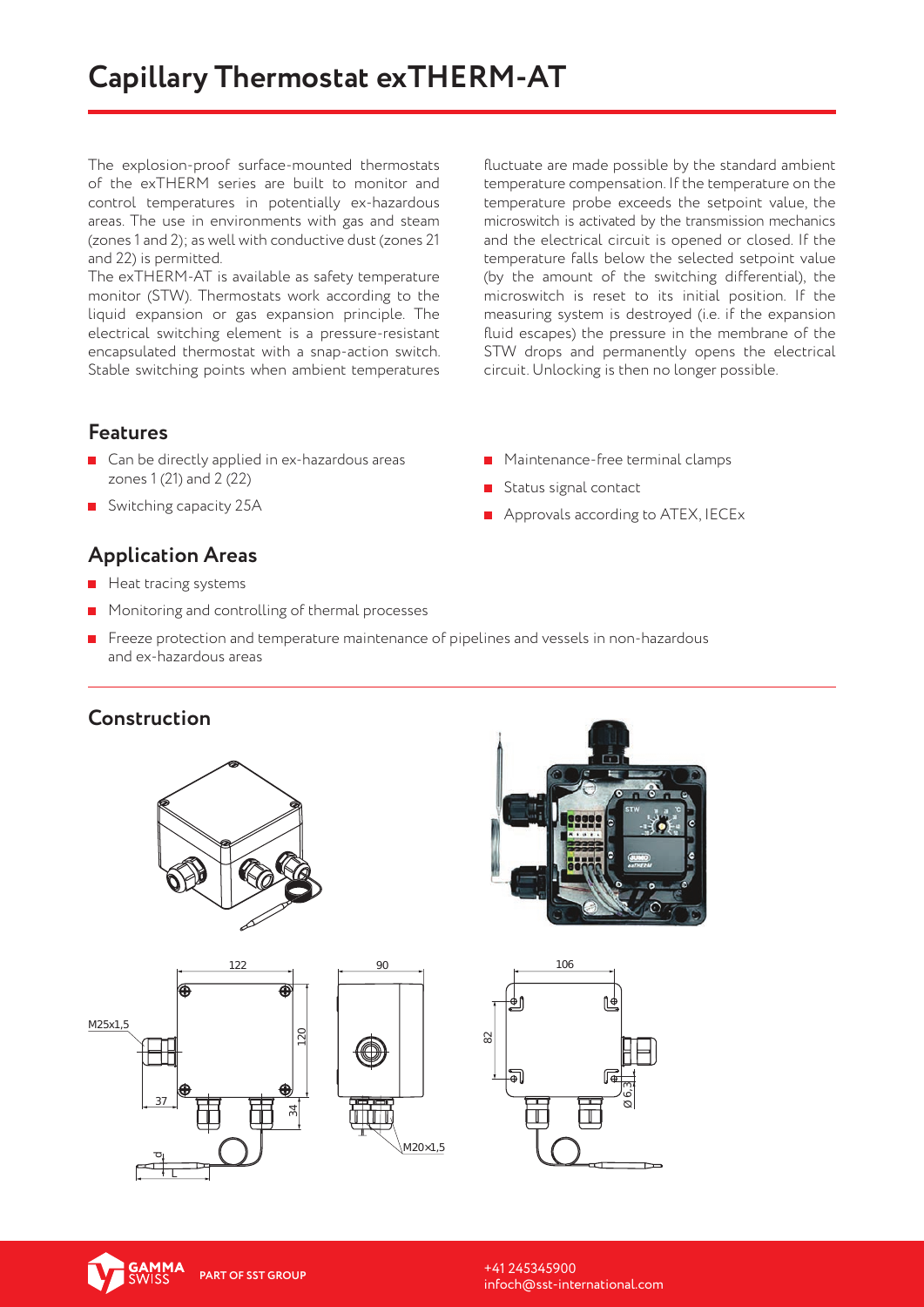# Capillary Thermostat exTHERM-AT

The explosion-proof surface-mounted thermostats of the exTHERM series are built to monitor and control temperatures in potentially ex-hazardous areas. The use in environments with gas and steam (zones 1 and 2); as well with conductive dust (zones 21 and 22) is permitted.

The exTHERM-AT is available as safety temperature monitor (STW). Thermostats work according to the liquid expansion or gas expansion principle. The electrical switching element is a pressure-resistant encapsulated thermostat with a snap-action switch. Stable switching points when ambient temperatures fluctuate are made possible by the standard ambient temperature compensation. If the temperature on the temperature probe exceeds the setpoint value, the microswitch is activated by the transmission mechanics and the electrical circuit is opened or closed. If the temperature falls below the selected setpoint value (by the amount of the switching differential), the microswitch is reset to its initial position. If the measuring system is destroyed (i.e. if the expansion fluid escapes) the pressure in the membrane of the STW drops and permanently opens the electrical circuit. Unlocking is then no longer possible.

## Features

- Can be directly applied in ex-hazardous areas zones 1 (21) and 2 (22)
- Switching capacity 25A
- Maintenance-free terminal clamps
- Status signal contact
- Approvals according to ATEX, IECEx

## Application Areas

- Heat tracing systems
- Monitoring and controlling of thermal processes
- Freeze protection and temperature maintenance of pipelines and vessels in non-hazardous and ex-hazardous areas

## Construction

122 | 120 | 37 | 34 | M25x1,5 | d | L | 90 | M20×1,5 | 106 | 82 | Ø 6,3

GAMMA SWISS PART OF SST GROUP

+41 245345900
infoch@sst-international.com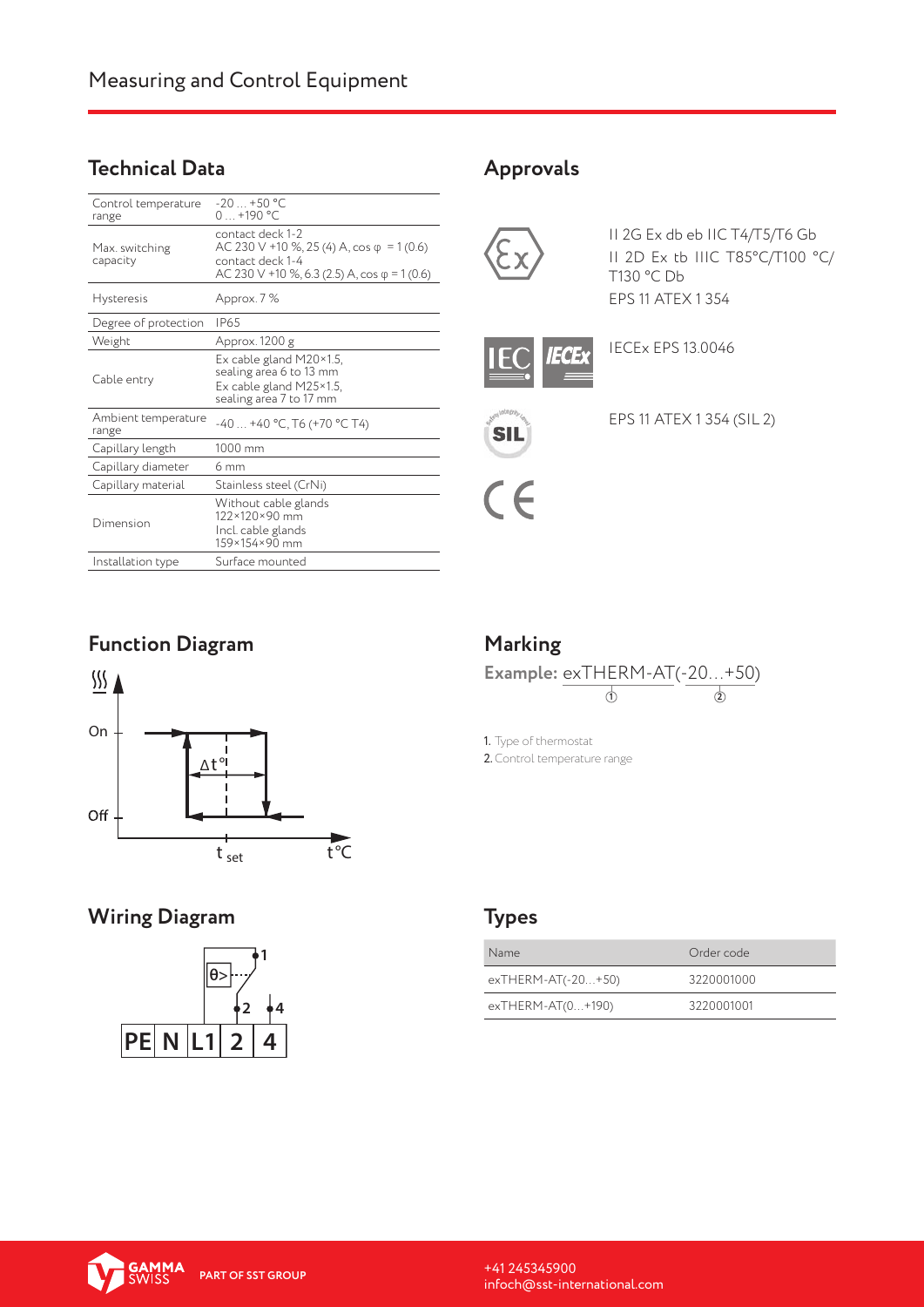# Measuring and Control Equipment

## Technical Data

| | |
|---|---|
| Control temperature range | -20 … +50 °C<br>0 … +190 °C |
| Max. switching capacity | contact deck 1-2<br>AC 230 V +10 %, 25 (4) A, cos φ = 1 (0.6)<br>contact deck 1-4<br>AC 230 V +10 %, 6.3 (2.5) A, cos φ = 1 (0.6) |
| Hysteresis | Approx. 7 % |
| Degree of protection | IP65 |
| Weight | Approx. 1200 g |
| Cable entry | Ex cable gland M20×1.5, sealing area 6 to 13 mm<br>Ex cable gland M25×1.5, sealing area 7 to 17 mm |
| Ambient temperature range | -40 … +40 °C, T6 (+70 °C T4) |
| Capillary length | 1000 mm |
| Capillary diameter | 6 mm |
| Capillary material | Stainless steel (CrNi) |
| Dimension | Without cable glands<br>122×120×90 mm<br>Incl. cable glands<br>159×154×90 mm |
| Installation type | Surface mounted |

## Approvals

II 2G Ex db eb IIC T4/T5/T6 Gb
II 2D Ex tb IIIC T85°C/T100 °C/ T130 °C Db
EPS 11 ATEX 1 354

IECEx EPS 13.0046

EPS 11 ATEX 1 354 (SIL 2)

## Function Diagram

On
Off
Δt°
t set
t°C

## Marking

**Example:** exTHERM-AT(-20…+50)
① ②

1. Type of thermostat
2. Control temperature range

## Wiring Diagram

θ>
1
2
4
PE N L1 2 4

## Types

| Name | Order code |
|---|---|
| exTHERM-AT(-20…+50) | 3220001000 |
| exTHERM-AT(0…+190) | 3220001001 |

GAMMA SWISS PART OF SST GROUP
+41 245345900
infoch@sst-international.com